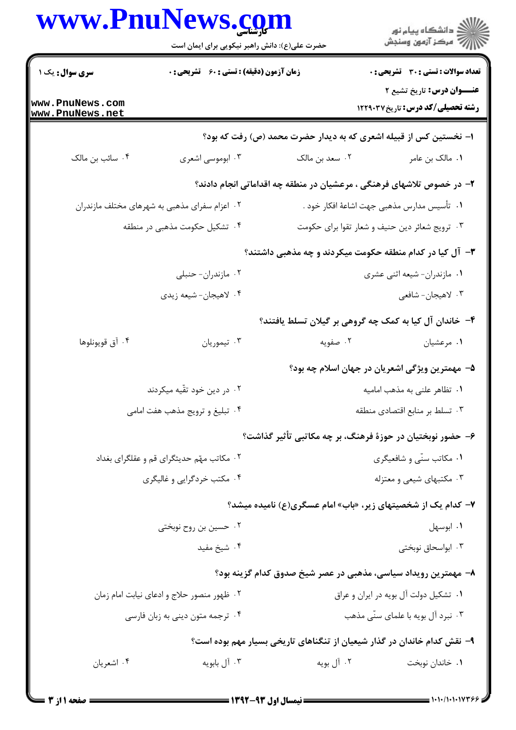**سری سوال:** یک ۱

**زمان آزمون (دقیقه) : تستی : ۶۰ تشریحی : ۰**

**تعداد سوالات : تستی : ۳۰ تشریحی : ۰**

**عنـــوان درس:** تاریخ تشیع ۲

**رشته تحصیلی/کد درس:** تاریخ۱۲۲۹۰۳۷

۱- نخستین کس از قبیله اشعری که به دیدار حضرت محمد (ص) رفت که بود؟

۱. مالک بن عامر
۲. سعد بن مالک
۳. ابوموسی اشعری
۴. سائب بن مالک

۲- در خصوص تلاشهای فرهنگی ، مرعشیان در منطقه چه اقداماتی انجام دادند؟

۱. تأسیس مدارس مذهبی جهت اشاعهٔ افکار خود .
۲. اعزام سفرای مذهبی به شهرهای مختلف مازندران
۳. ترویج شعائر دین حنیف و شعار تقوا برای حکومت
۴. تشکیل حکومت مذهبی در منطقه

۳- آل کیا در کدام منطقه حکومت میکردند و چه مذهبی داشتند؟

۱. مازندران- شیعه اثنی عشری
۲. مازندران- حنبلی
۳. لاهیجان- شافعی
۴. لاهیجان- شیعه زیدی

۴- خاندان آل کیا به کمک چه گروهی بر گیلان تسلط یافتند؟

۱. مرعشیان
۲. صفویه
۳. تیموریان
۴. آق قویونلوها

۵- مهمترین ویژگی اشعریان در جهان اسلام چه بود؟

۱. تظاهر علنی به مذهب امامیه
۲. در دین خود تقّیه میکردند
۳. تسلط بر منابع اقتصادی منطقه
۴. تبلیغ و ترویج مذهب هفت امامی

۶- حضور نوبختیان در حوزهٔ فرهنگ، بر چه مکاتبی تأثیر گذاشت؟

۱. مکاتب سنّی و شافعیگری
۲. مکاتب مهّم حدیثگرای قم و عقلگرای بغداد
۳. مکتبهای شیعی و معتزله
۴. مکتب خردگرایی و غالیگری

۷- کدام یک از شخصیتهای زیر، «باب» امام عسگری(ع) نامیده میشد؟

۱. ابوسهل
۲. حسین بن روح نوبختی
۳. ابواسحاق نوبختی
۴. شیخ مفید

۸- مهمترین رویداد سیاسی، مذهبی در عصر شیخ صدوق کدام گزینه بود؟

۱. تشکیل دولت آل بویه در ایران و عراق
۲. ظهور منصور حلاج و ادعای نیابت امام زمان
۳. نبرد آل بویه با علمای سنّی مذهب
۴. ترجمه متون دینی به زبان فارسی

۹- نقش کدام خاندان در گذار شیعیان از تنگناهای تاریخی بسیار مهم بوده است؟

۱. خاندان نوبخت
۲. آل بویه
۳. آل بابویه
۴. اشعریان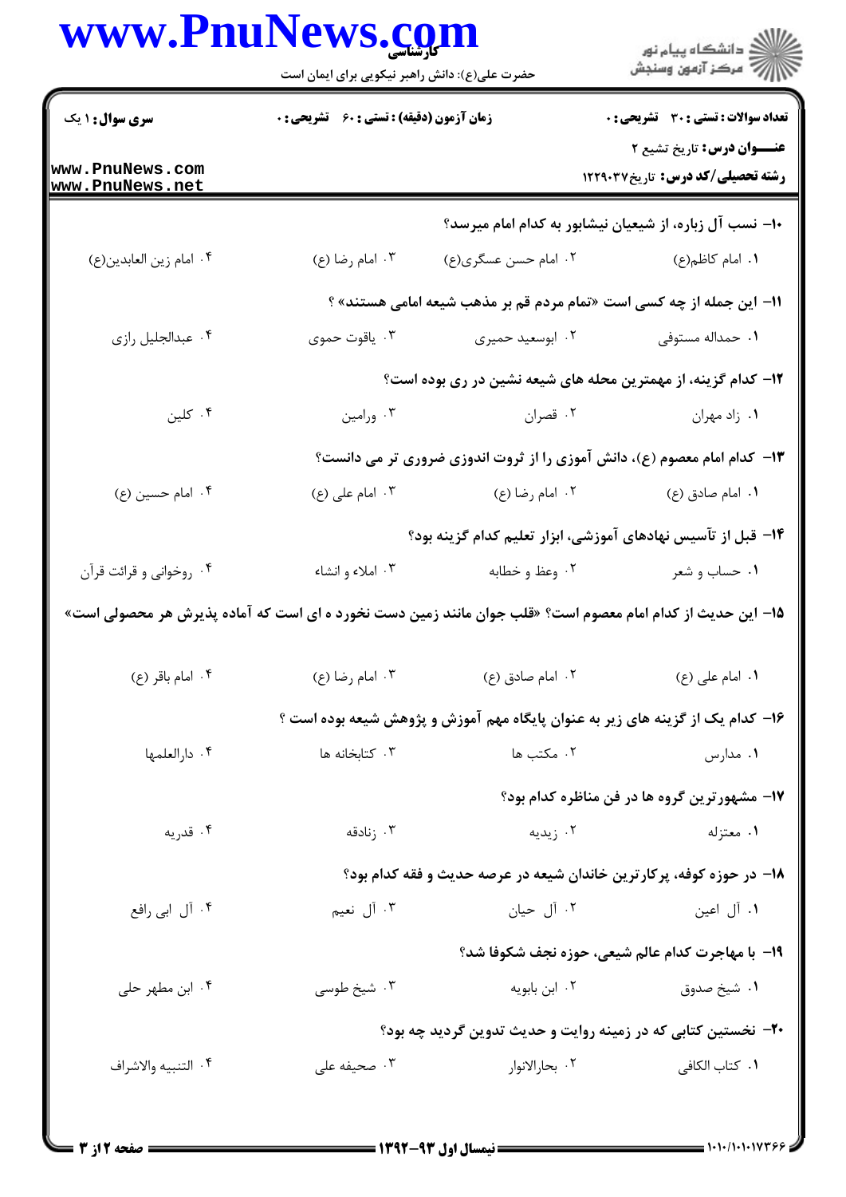۱۰- نسب آل زباره، از شیعیان نیشابور به کدام امام میرسد؟

۱. امام کاظم(ع)　۲. امام حسن عسگری(ع)　۳. امام رضا (ع)　۴. امام زین العابدین(ع)

۱۱- این جمله از چه کسی است «تمام مردم قم بر مذهب شیعه امامی هستند» ؟

۱. حمداله مستوفی　۲. ابوسعید حمیری　۳. یاقوت حموی　۴. عبدالجلیل رازی

۱۲- کدام گزینه، از مهمترین محله های شیعه نشین در ری بوده است؟

۱. زاد مهران　۲. قصران　۳. ورامین　۴. کلین

۱۳- کدام امام معصوم (ع)، دانش آموزی را از ثروت اندوزی ضروری تر می دانست؟

۱. امام صادق (ع)　۲. امام رضا (ع)　۳. امام علی (ع)　۴. امام حسین (ع)

۱۴- قبل از تأسیس نهادهای آموزشی، ابزار تعلیم کدام گزینه بود؟

۱. حساب و شعر　۲. وعظ و خطابه　۳. املاء و انشاء　۴. روخوانی و قرائت قرآن

۱۵- این حدیث از کدام امام معصوم است؟ «قلب جوان مانند زمین دست نخورده ای است که آماده پذیرش هر محصولی است»

۱. امام علی (ع)　۲. امام صادق (ع)　۳. امام رضا (ع)　۴. امام باقر (ع)

۱۶- کدام یک از گزینه های زیر به عنوان پایگاه مهم آموزش و پژوهش شیعه بوده است ؟

۱. مدارس　۲. مکتب ها　۳. کتابخانه ها　۴. دارالعلمها

۱۷- مشهورترین گروه ها در فن مناظره کدام بود؟

۱. معتزله　۲. زیدیه　۳. زنادقه　۴. قدریه

۱۸- در حوزه کوفه، پرکارترین خاندان شیعه در عرصه حدیث و فقه کدام بود؟

۱. آل اعین　۲. آل حیان　۳. آل نعیم　۴. آل ابی رافع

۱۹- با مهاجرت کدام عالم شیعی، حوزه نجف شکوفا شد؟

۱. شیخ صدوق　۲. ابن بابویه　۳. شیخ طوسی　۴. ابن مطهر حلی

۲۰- نخستین کتابی که در زمینه روایت و حدیث تدوین گردید چه بود؟

۱. کتاب الکافی　۲. بحارالانوار　۳. صحیفه علی　۴. التنبیه والاشراف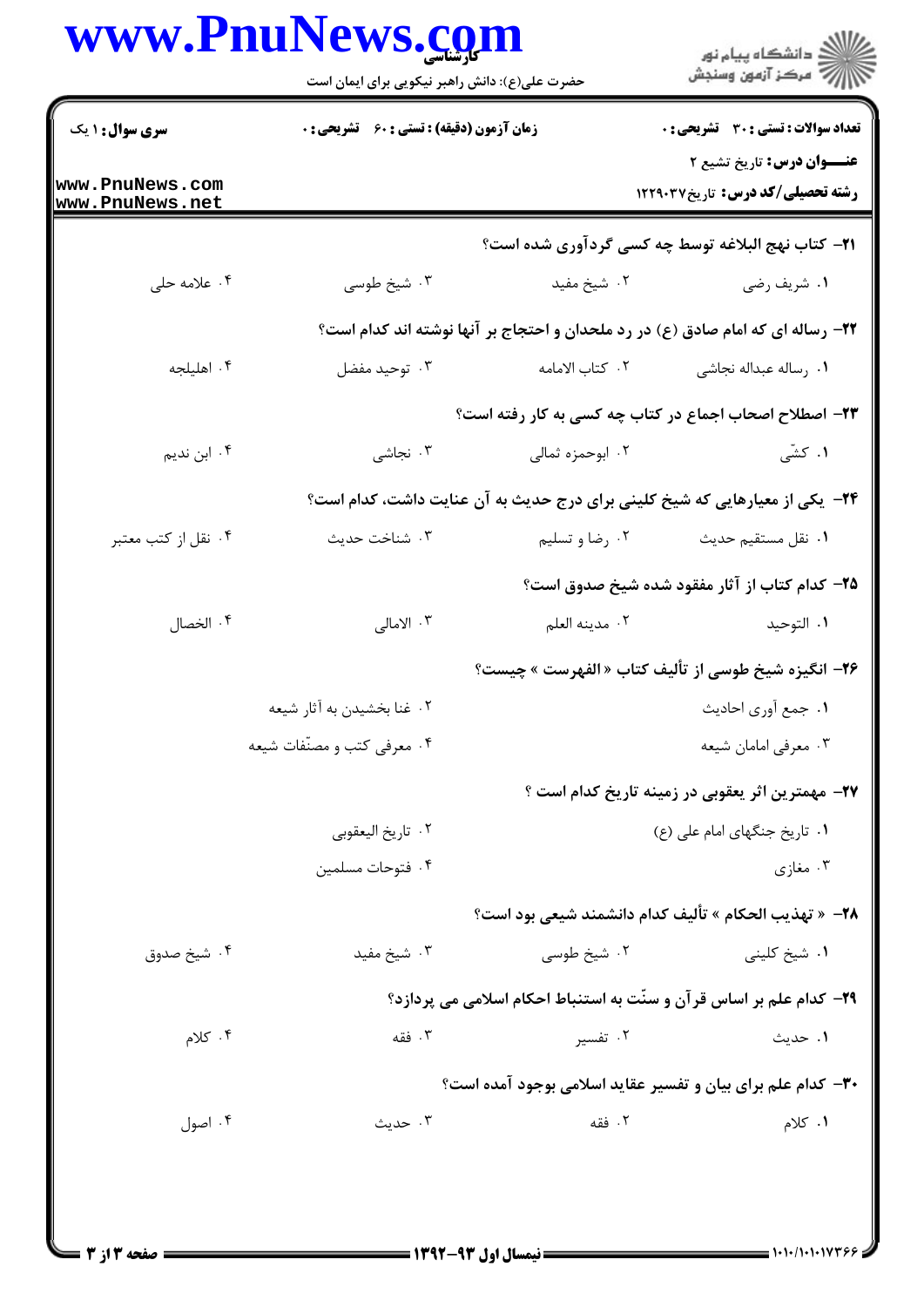**۲۱- کتاب نهج البلاغه توسط چه کسی گردآوری شده است؟**

۱. شریف رضی
۲. شیخ مفید
۳. شیخ طوسی
۴. علامه حلی

**۲۲- رساله ای که امام صادق (ع) در رد ملحدان و احتجاج بر آنها نوشته اند کدام است؟**

۱. رساله عبداله نجاشی
۲. کتاب الامامه
۳. توحید مفضل
۴. اهلیلجه

**۲۳- اصطلاح اصحاب اجماع در کتاب چه کسی به کار رفته است؟**

۱. کشّی
۲. ابوحمزه ثمالی
۳. نجاشی
۴. ابن ندیم

**۲۴- یکی از معیارهایی که شیخ کلینی برای درج حدیث به آن عنایت داشت، کدام است؟**

۱. نقل مستقیم حدیث
۲. رضا و تسلیم
۳. شناخت حدیث
۴. نقل از کتب معتبر

**۲۵- کدام کتاب از آثار مفقود شده شیخ صدوق است؟**

۱. التوحید
۲. مدینه العلم
۳. الامالی
۴. الخصال

**۲۶- انگیزه شیخ طوسی از تألیف کتاب « الفهرست » چیست؟**

۱. جمع آوری احادیث
۲. غنا بخشیدن به آثار شیعه
۳. معرفی امامان شیعه
۴. معرفی کتب و مصنّفات شیعه

**۲۷- مهمترین اثر یعقوبی در زمینه تاریخ کدام است ؟**

۱. تاریخ جنگهای امام علی (ع)
۲. تاریخ الیعقوبی
۳. مغازی
۴. فتوحات مسلمین

**۲۸- « تهذیب الحکام » تألیف کدام دانشمند شیعی بود است؟**

۱. شیخ کلینی
۲. شیخ طوسی
۳. شیخ مفید
۴. شیخ صدوق

**۲۹- کدام علم بر اساس قرآن و سنّت به استنباط احکام اسلامی می پردازد؟**

۱. حدیث
۲. تفسیر
۳. فقه
۴. کلام

**۳۰- کدام علم برای بیان و تفسیر عقاید اسلامی بوجود آمده است؟**

۱. کلام
۲. فقه
۳. حدیث
۴. اصول